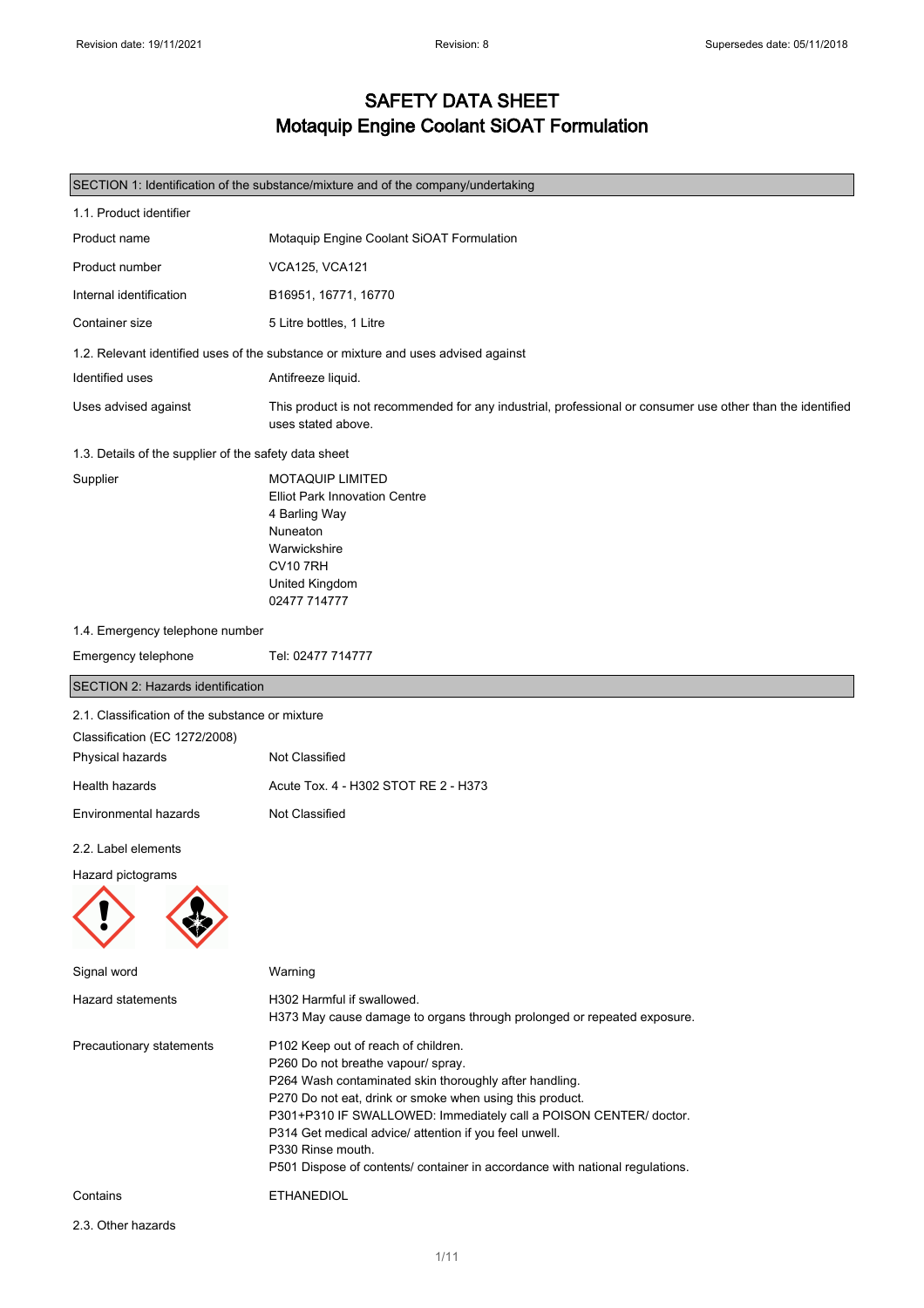Revision date: 19/11/2021 | Revision: 8 | Supersedes date: 05/11/2018

# SAFETY DATA SHEET
# Motaquip Engine Coolant SiOAT Formulation

## SECTION 1: Identification of the substance/mixture and of the company/undertaking

### 1.1. Product identifier

| | |
|---|---|
| Product name | Motaquip Engine Coolant SiOAT Formulation |
| Product number | VCA125, VCA121 |
| Internal identification | B16951, 16771, 16770 |
| Container size | 5 Litre bottles, 1 Litre |

### 1.2. Relevant identified uses of the substance or mixture and uses advised against

| | |
|---|---|
| Identified uses | Antifreeze liquid. |
| Uses advised against | This product is not recommended for any industrial, professional or consumer use other than the identified uses stated above. |

### 1.3. Details of the supplier of the safety data sheet

Supplier

MOTAQUIP LIMITED
Elliot Park Innovation Centre
4 Barling Way
Nuneaton
Warwickshire
CV10 7RH
United Kingdom
02477 714777

### 1.4. Emergency telephone number

| | |
|---|---|
| Emergency telephone | Tel: 02477 714777 |

## SECTION 2: Hazards identification

### 2.1. Classification of the substance or mixture

Classification (EC 1272/2008)

| | |
|---|---|
| Physical hazards | Not Classified |
| Health hazards | Acute Tox. 4 - H302 STOT RE 2 - H373 |
| Environmental hazards | Not Classified |

### 2.2. Label elements

Hazard pictograms

Signal word: Warning

Hazard statements

H302 Harmful if swallowed.
H373 May cause damage to organs through prolonged or repeated exposure.

Precautionary statements

P102 Keep out of reach of children.
P260 Do not breathe vapour/ spray.
P264 Wash contaminated skin thoroughly after handling.
P270 Do not eat, drink or smoke when using this product.
P301+P310 IF SWALLOWED: Immediately call a POISON CENTER/ doctor.
P314 Get medical advice/ attention if you feel unwell.
P330 Rinse mouth.
P501 Dispose of contents/ container in accordance with national regulations.

Contains: ETHANEDIOL

### 2.3. Other hazards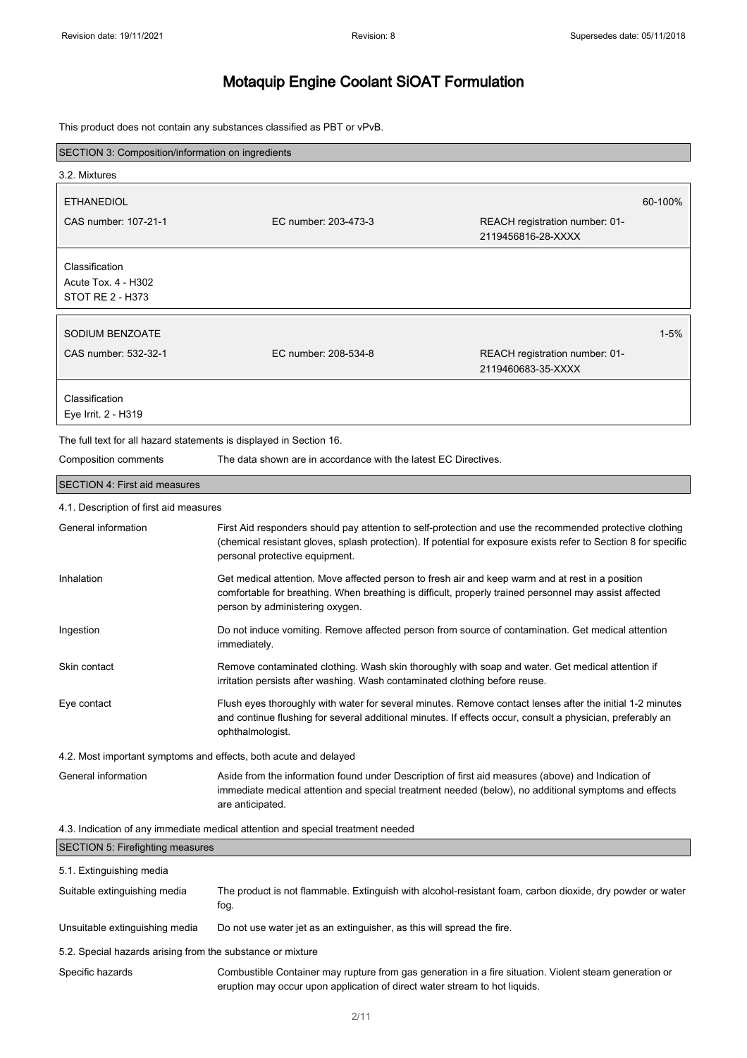# Motaquip Engine Coolant SiOAT Formulation

This product does not contain any substances classified as PBT or vPvB.

## SECTION 3: Composition/information on ingredients

### 3.2. Mixtures

| ETHANEDIOL | | | 60-100% |
|---|---|---|---|
| CAS number: 107-21-1 | EC number: 203-473-3 | REACH registration number: 01-2119456816-28-XXXX | |

Classification
Acute Tox. 4 - H302
STOT RE 2 - H373

| SODIUM BENZOATE | | | 1-5% |
|---|---|---|---|
| CAS number: 532-32-1 | EC number: 208-534-8 | REACH registration number: 01-2119460683-35-XXXX | |

Classification
Eye Irrit. 2 - H319

The full text for all hazard statements is displayed in Section 16.

**Composition comments** The data shown are in accordance with the latest EC Directives.

## SECTION 4: First aid measures

### 4.1. Description of first aid measures

**General information** First Aid responders should pay attention to self-protection and use the recommended protective clothing (chemical resistant gloves, splash protection). If potential for exposure exists refer to Section 8 for specific personal protective equipment.

**Inhalation** Get medical attention. Move affected person to fresh air and keep warm and at rest in a position comfortable for breathing. When breathing is difficult, properly trained personnel may assist affected person by administering oxygen.

**Ingestion** Do not induce vomiting. Remove affected person from source of contamination. Get medical attention immediately.

**Skin contact** Remove contaminated clothing. Wash skin thoroughly with soap and water. Get medical attention if irritation persists after washing. Wash contaminated clothing before reuse.

**Eye contact** Flush eyes thoroughly with water for several minutes. Remove contact lenses after the initial 1-2 minutes and continue flushing for several additional minutes. If effects occur, consult a physician, preferably an ophthalmologist.

### 4.2. Most important symptoms and effects, both acute and delayed

**General information** Aside from the information found under Description of first aid measures (above) and Indication of immediate medical attention and special treatment needed (below), no additional symptoms and effects are anticipated.

### 4.3. Indication of any immediate medical attention and special treatment needed

## SECTION 5: Firefighting measures

### 5.1. Extinguishing media

**Suitable extinguishing media** The product is not flammable. Extinguish with alcohol-resistant foam, carbon dioxide, dry powder or water fog.

**Unsuitable extinguishing media** Do not use water jet as an extinguisher, as this will spread the fire.

### 5.2. Special hazards arising from the substance or mixture

**Specific hazards** Combustible Container may rupture from gas generation in a fire situation. Violent steam generation or eruption may occur upon application of direct water stream to hot liquids.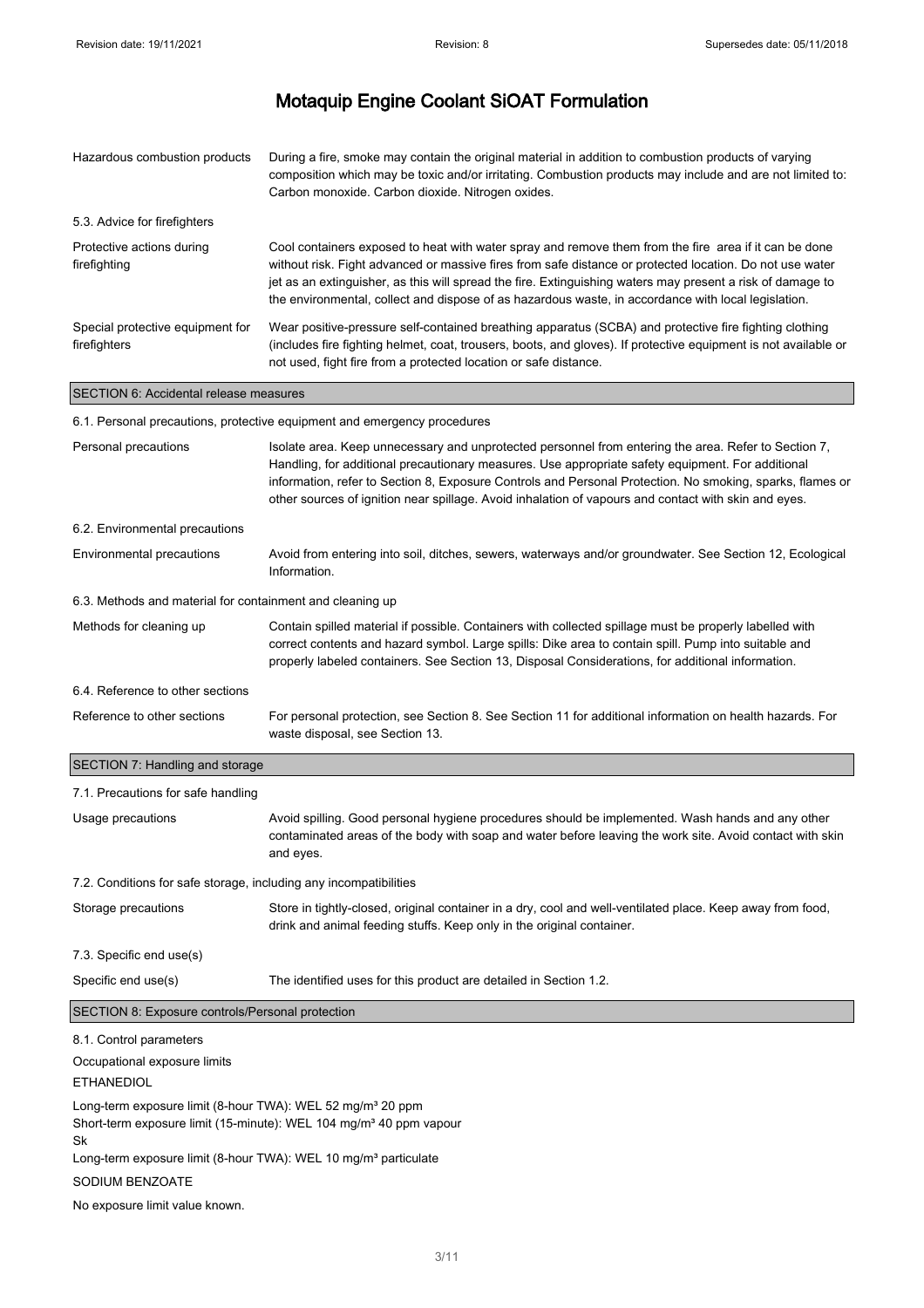| | |
|---|---|
| Hazardous combustion products | During a fire, smoke may contain the original material in addition to combustion products of varying composition which may be toxic and/or irritating. Combustion products may include and are not limited to: Carbon monoxide. Carbon dioxide. Nitrogen oxides. |

5.3. Advice for firefighters

| | |
|---|---|
| Protective actions during firefighting | Cool containers exposed to heat with water spray and remove them from the fire area if it can be done without risk. Fight advanced or massive fires from safe distance or protected location. Do not use water jet as an extinguisher, as this will spread the fire. Extinguishing waters may present a risk of damage to the environmental, collect and dispose of as hazardous waste, in accordance with local legislation. |
| Special protective equipment for firefighters | Wear positive-pressure self-contained breathing apparatus (SCBA) and protective fire fighting clothing (includes fire fighting helmet, coat, trousers, boots, and gloves). If protective equipment is not available or not used, fight fire from a protected location or safe distance. |

## SECTION 6: Accidental release measures

6.1. Personal precautions, protective equipment and emergency procedures

| | |
|---|---|
| Personal precautions | Isolate area. Keep unnecessary and unprotected personnel from entering the area. Refer to Section 7, Handling, for additional precautionary measures. Use appropriate safety equipment. For additional information, refer to Section 8, Exposure Controls and Personal Protection. No smoking, sparks, flames or other sources of ignition near spillage. Avoid inhalation of vapours and contact with skin and eyes. |

6.2. Environmental precautions

| | |
|---|---|
| Environmental precautions | Avoid from entering into soil, ditches, sewers, waterways and/or groundwater. See Section 12, Ecological Information. |

6.3. Methods and material for containment and cleaning up

| | |
|---|---|
| Methods for cleaning up | Contain spilled material if possible. Containers with collected spillage must be properly labelled with correct contents and hazard symbol. Large spills: Dike area to contain spill. Pump into suitable and properly labeled containers. See Section 13, Disposal Considerations, for additional information. |

6.4. Reference to other sections

| | |
|---|---|
| Reference to other sections | For personal protection, see Section 8. See Section 11 for additional information on health hazards. For waste disposal, see Section 13. |

## SECTION 7: Handling and storage

7.1. Precautions for safe handling

| | |
|---|---|
| Usage precautions | Avoid spilling. Good personal hygiene procedures should be implemented. Wash hands and any other contaminated areas of the body with soap and water before leaving the work site. Avoid contact with skin and eyes. |

7.2. Conditions for safe storage, including any incompatibilities

| | |
|---|---|
| Storage precautions | Store in tightly-closed, original container in a dry, cool and well-ventilated place. Keep away from food, drink and animal feeding stuffs. Keep only in the original container. |

7.3. Specific end use(s)

| | |
|---|---|
| Specific end use(s) | The identified uses for this product are detailed in Section 1.2. |

## SECTION 8: Exposure controls/Personal protection

8.1. Control parameters

Occupational exposure limits

ETHANEDIOL

Long-term exposure limit (8-hour TWA): WEL 52 mg/m³ 20 ppm
Short-term exposure limit (15-minute): WEL 104 mg/m³ 40 ppm vapour
Sk
Long-term exposure limit (8-hour TWA): WEL 10 mg/m³ particulate

SODIUM BENZOATE

No exposure limit value known.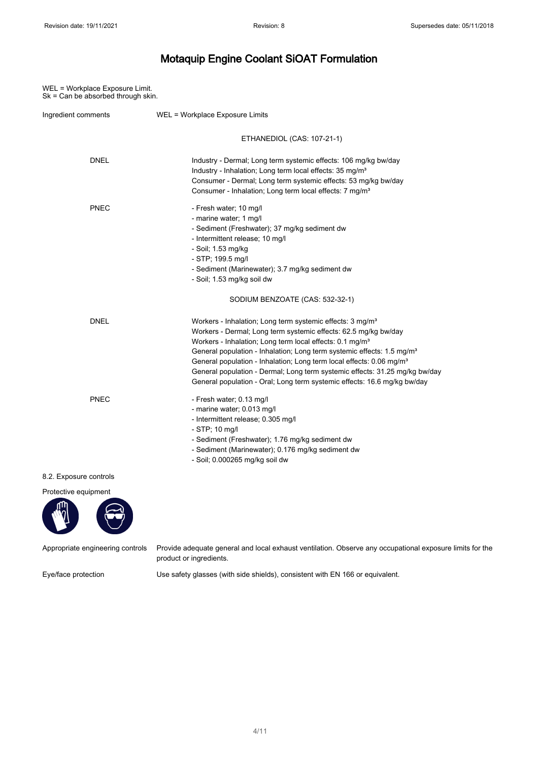WEL = Workplace Exposure Limit.
Sk = Can be absorbed through skin.

Ingredient comments WEL = Workplace Exposure Limits

### ETHANEDIOL (CAS: 107-21-1)

**DNEL**

Industry - Dermal; Long term systemic effects: 106 mg/kg bw/day
Industry - Inhalation; Long term local effects: 35 mg/m³
Consumer - Dermal; Long term systemic effects: 53 mg/kg bw/day
Consumer - Inhalation; Long term local effects: 7 mg/m³

**PNEC**

- Fresh water; 10 mg/l
- marine water; 1 mg/l
- Sediment (Freshwater); 37 mg/kg sediment dw
- Intermittent release; 10 mg/l
- Soil; 1.53 mg/kg
- STP; 199.5 mg/l
- Sediment (Marinewater); 3.7 mg/kg sediment dw
- Soil; 1.53 mg/kg soil dw

### SODIUM BENZOATE (CAS: 532-32-1)

**DNEL**

Workers - Inhalation; Long term systemic effects: 3 mg/m³
Workers - Dermal; Long term systemic effects: 62.5 mg/kg bw/day
Workers - Inhalation; Long term local effects: 0.1 mg/m³
General population - Inhalation; Long term systemic effects: 1.5 mg/m³
General population - Inhalation; Long term local effects: 0.06 mg/m³
General population - Dermal; Long term systemic effects: 31.25 mg/kg bw/day
General population - Oral; Long term systemic effects: 16.6 mg/kg bw/day

**PNEC**

- Fresh water; 0.13 mg/l
- marine water; 0.013 mg/l
- Intermittent release; 0.305 mg/l
- STP; 10 mg/l
- Sediment (Freshwater); 1.76 mg/kg sediment dw
- Sediment (Marinewater); 0.176 mg/kg sediment dw
- Soil; 0.000265 mg/kg soil dw

## 8.2. Exposure controls

Protective equipment

Appropriate engineering controls: Provide adequate general and local exhaust ventilation. Observe any occupational exposure limits for the product or ingredients.

Eye/face protection: Use safety glasses (with side shields), consistent with EN 166 or equivalent.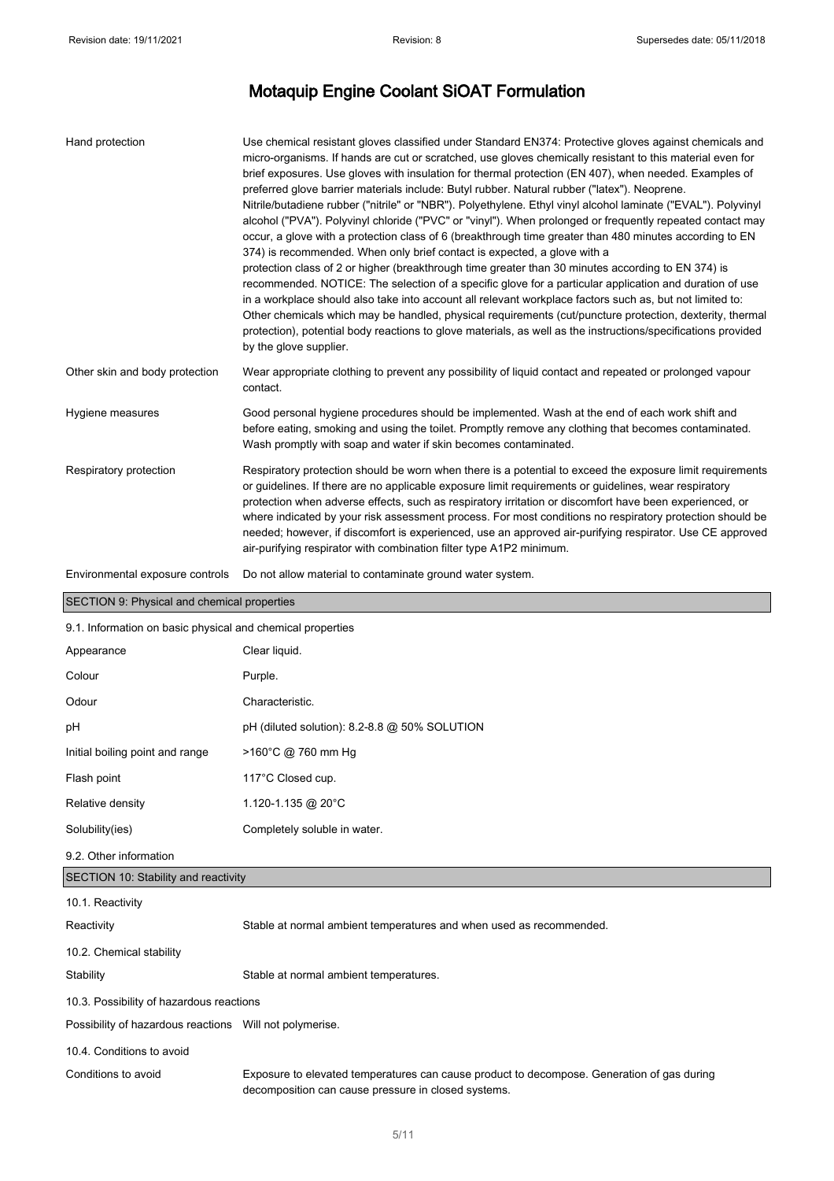# Motaquip Engine Coolant SiOAT Formulation

| | |
|---|---|
| Hand protection | Use chemical resistant gloves classified under Standard EN374: Protective gloves against chemicals and micro-organisms. If hands are cut or scratched, use gloves chemically resistant to this material even for brief exposures. Use gloves with insulation for thermal protection (EN 407), when needed. Examples of preferred glove barrier materials include: Butyl rubber. Natural rubber ("latex"). Neoprene. Nitrile/butadiene rubber ("nitrile" or "NBR"). Polyethylene. Ethyl vinyl alcohol laminate ("EVAL"). Polyvinyl alcohol ("PVA"). Polyvinyl chloride ("PVC" or "vinyl"). When prolonged or frequently repeated contact may occur, a glove with a protection class of 6 (breakthrough time greater than 480 minutes according to EN 374) is recommended. When only brief contact is expected, a glove with a protection class of 2 or higher (breakthrough time greater than 30 minutes according to EN 374) is recommended. NOTICE: The selection of a specific glove for a particular application and duration of use in a workplace should also take into account all relevant workplace factors such as, but not limited to: Other chemicals which may be handled, physical requirements (cut/puncture protection, dexterity, thermal protection), potential body reactions to glove materials, as well as the instructions/specifications provided by the glove supplier. |
| Other skin and body protection | Wear appropriate clothing to prevent any possibility of liquid contact and repeated or prolonged vapour contact. |
| Hygiene measures | Good personal hygiene procedures should be implemented. Wash at the end of each work shift and before eating, smoking and using the toilet. Promptly remove any clothing that becomes contaminated. Wash promptly with soap and water if skin becomes contaminated. |
| Respiratory protection | Respiratory protection should be worn when there is a potential to exceed the exposure limit requirements or guidelines. If there are no applicable exposure limit requirements or guidelines, wear respiratory protection when adverse effects, such as respiratory irritation or discomfort have been experienced, or where indicated by your risk assessment process. For most conditions no respiratory protection should be needed; however, if discomfort is experienced, use an approved air-purifying respirator. Use CE approved air-purifying respirator with combination filter type A1P2 minimum. |
| Environmental exposure controls | Do not allow material to contaminate ground water system. |

## SECTION 9: Physical and chemical properties

### 9.1. Information on basic physical and chemical properties

| | |
|---|---|
| Appearance | Clear liquid. |
| Colour | Purple. |
| Odour | Characteristic. |
| pH | pH (diluted solution): 8.2-8.8 @ 50% SOLUTION |
| Initial boiling point and range | >160°C @ 760 mm Hg |
| Flash point | 117°C Closed cup. |
| Relative density | 1.120-1.135 @ 20°C |
| Solubility(ies) | Completely soluble in water. |

### 9.2. Other information

## SECTION 10: Stability and reactivity

### 10.1. Reactivity

| | |
|---|---|
| Reactivity | Stable at normal ambient temperatures and when used as recommended. |

### 10.2. Chemical stability

| | |
|---|---|
| Stability | Stable at normal ambient temperatures. |

### 10.3. Possibility of hazardous reactions

| | |
|---|---|
| Possibility of hazardous reactions | Will not polymerise. |

### 10.4. Conditions to avoid

| | |
|---|---|
| Conditions to avoid | Exposure to elevated temperatures can cause product to decompose. Generation of gas during decomposition can cause pressure in closed systems. |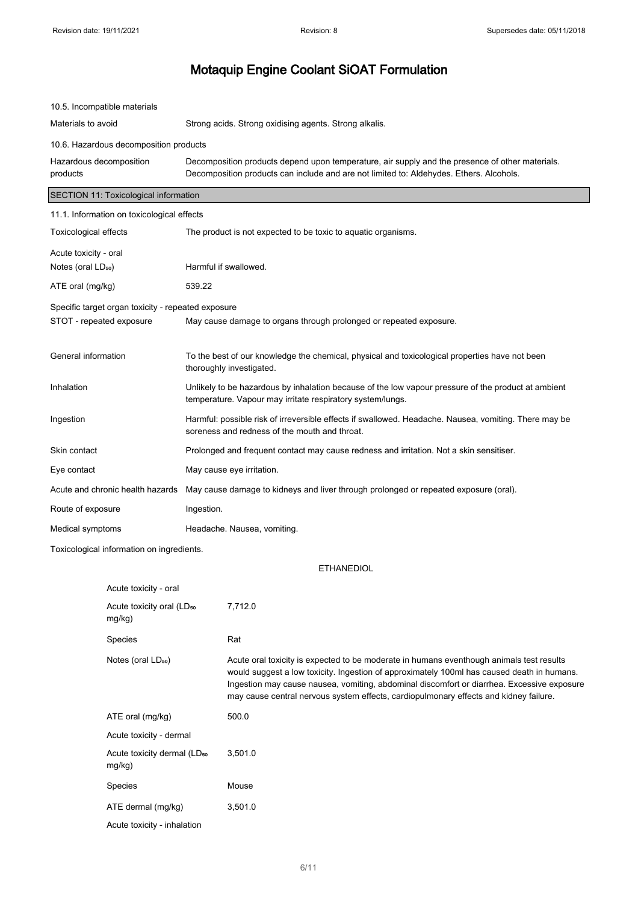# Motaquip Engine Coolant SiOAT Formulation

10.5. Incompatible materials

| | |
|---|---|
| Materials to avoid | Strong acids. Strong oxidising agents. Strong alkalis. |

10.6. Hazardous decomposition products

| | |
|---|---|
| Hazardous decomposition products | Decomposition products depend upon temperature, air supply and the presence of other materials. Decomposition products can include and are not limited to: Aldehydes. Ethers. Alcohols. |

## SECTION 11: Toxicological information

11.1. Information on toxicological effects

| | |
|---|---|
| Toxicological effects | The product is not expected to be toxic to aquatic organisms. |

Acute toxicity - oral

| | |
|---|---|
| Notes (oral $LD_{50}$) | Harmful if swallowed. |
| ATE oral (mg/kg) | 539.22 |

Specific target organ toxicity - repeated exposure

| | |
|---|---|
| STOT - repeated exposure | May cause damage to organs through prolonged or repeated exposure. |
| General information | To the best of our knowledge the chemical, physical and toxicological properties have not been thoroughly investigated. |
| Inhalation | Unlikely to be hazardous by inhalation because of the low vapour pressure of the product at ambient temperature. Vapour may irritate respiratory system/lungs. |
| Ingestion | Harmful: possible risk of irreversible effects if swallowed. Headache. Nausea, vomiting. There may be soreness and redness of the mouth and throat. |
| Skin contact | Prolonged and frequent contact may cause redness and irritation. Not a skin sensitiser. |
| Eye contact | May cause eye irritation. |
| Acute and chronic health hazards | May cause damage to kidneys and liver through prolonged or repeated exposure (oral). |
| Route of exposure | Ingestion. |
| Medical symptoms | Headache. Nausea, vomiting. |

Toxicological information on ingredients.

ETHANEDIOL

Acute toxicity - oral

| | |
|---|---|
| Acute toxicity oral ($LD_{50}$ mg/kg) | 7,712.0 |
| Species | Rat |
| Notes (oral $LD_{50}$) | Acute oral toxicity is expected to be moderate in humans eventhough animals test results would suggest a low toxicity. Ingestion of approximately 100ml has caused death in humans. Ingestion may cause nausea, vomiting, abdominal discomfort or diarrhea. Excessive exposure may cause central nervous system effects, cardiopulmonary effects and kidney failure. |
| ATE oral (mg/kg) | 500.0 |

Acute toxicity - dermal

| | |
|---|---|
| Acute toxicity dermal ($LD_{50}$ mg/kg) | 3,501.0 |
| Species | Mouse |
| ATE dermal (mg/kg) | 3,501.0 |

Acute toxicity - inhalation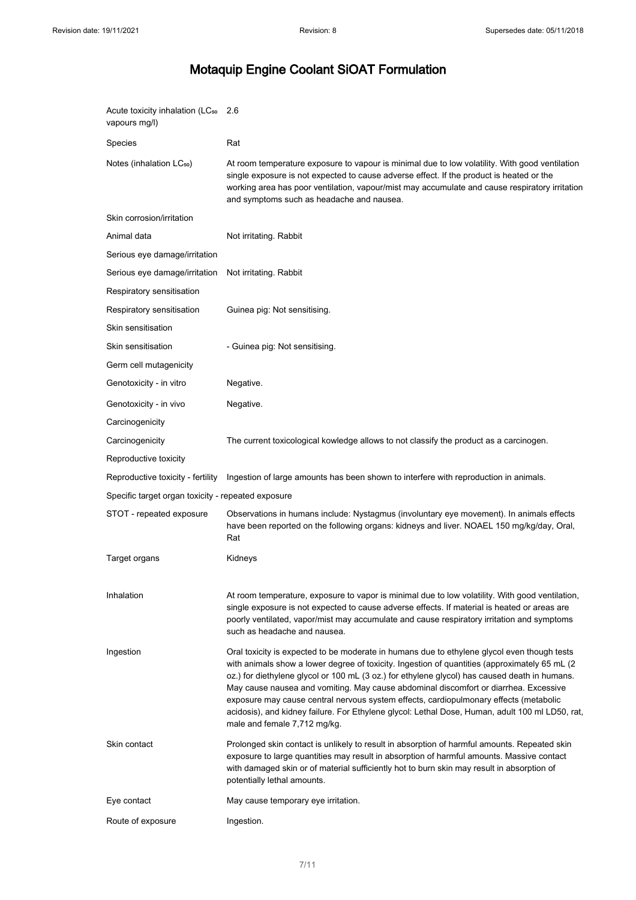| | |
|---|---|
| Acute toxicity inhalation ($LC_{50}$ vapours mg/l) | 2.6 |
| Species | Rat |
| Notes (inhalation $LC_{50}$) | At room temperature exposure to vapour is minimal due to low volatility. With good ventilation single exposure is not expected to cause adverse effect. If the product is heated or the working area has poor ventilation, vapour/mist may accumulate and cause respiratory irritation and symptoms such as headache and nausea. |
| Skin corrosion/irritation | |
| Animal data | Not irritating. Rabbit |
| Serious eye damage/irritation | |
| Serious eye damage/irritation | Not irritating. Rabbit |
| Respiratory sensitisation | |
| Respiratory sensitisation | Guinea pig: Not sensitising. |
| Skin sensitisation | |
| Skin sensitisation | - Guinea pig: Not sensitising. |
| Germ cell mutagenicity | |
| Genotoxicity - in vitro | Negative. |
| Genotoxicity - in vivo | Negative. |
| Carcinogenicity | |
| Carcinogenicity | The current toxicological kowledge allows to not classify the product as a carcinogen. |
| Reproductive toxicity | |
| Reproductive toxicity - fertility | Ingestion of large amounts has been shown to interfere with reproduction in animals. |
| Specific target organ toxicity - repeated exposure | |
| STOT - repeated exposure | Observations in humans include: Nystagmus (involuntary eye movement). In animals effects have been reported on the following organs: kidneys and liver. NOAEL 150 mg/kg/day, Oral, Rat |
| Target organs | Kidneys |
| Inhalation | At room temperature, exposure to vapor is minimal due to low volatility. With good ventilation, single exposure is not expected to cause adverse effects. If material is heated or areas are poorly ventilated, vapor/mist may accumulate and cause respiratory irritation and symptoms such as headache and nausea. |
| Ingestion | Oral toxicity is expected to be moderate in humans due to ethylene glycol even though tests with animals show a lower degree of toxicity. Ingestion of quantities (approximately 65 mL (2 oz.) for diethylene glycol or 100 mL (3 oz.) for ethylene glycol) has caused death in humans. May cause nausea and vomiting. May cause abdominal discomfort or diarrhea. Excessive exposure may cause central nervous system effects, cardiopulmonary effects (metabolic acidosis), and kidney failure. For Ethylene glycol: Lethal Dose, Human, adult 100 ml LD50, rat, male and female 7,712 mg/kg. |
| Skin contact | Prolonged skin contact is unlikely to result in absorption of harmful amounts. Repeated skin exposure to large quantities may result in absorption of harmful amounts. Massive contact with damaged skin or of material sufficiently hot to burn skin may result in absorption of potentially lethal amounts. |
| Eye contact | May cause temporary eye irritation. |
| Route of exposure | Ingestion. |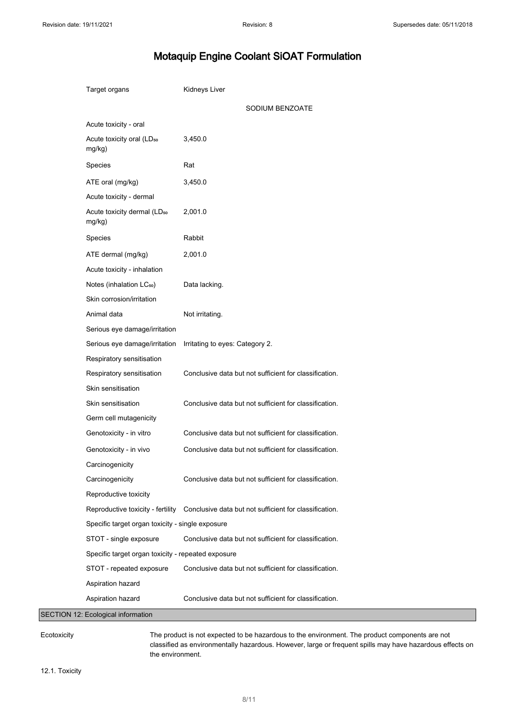# Motaquip Engine Coolant SiOAT Formulation

| | |
|---|---|
| Target organs | Kidneys Liver |

### SODIUM BENZOATE

| | |
|---|---|
| **Acute toxicity - oral** | |
| Acute toxicity oral ($LD_{50}$ mg/kg) | 3,450.0 |
| Species | Rat |
| ATE oral (mg/kg) | 3,450.0 |
| **Acute toxicity - dermal** | |
| Acute toxicity dermal ($LD_{50}$ mg/kg) | 2,001.0 |
| Species | Rabbit |
| ATE dermal (mg/kg) | 2,001.0 |
| **Acute toxicity - inhalation** | |
| Notes (inhalation $LC_{50}$) | Data lacking. |
| **Skin corrosion/irritation** | |
| Animal data | Not irritating. |
| **Serious eye damage/irritation** | |
| Serious eye damage/irritation | Irritating to eyes: Category 2. |
| **Respiratory sensitisation** | |
| Respiratory sensitisation | Conclusive data but not sufficient for classification. |
| **Skin sensitisation** | |
| Skin sensitisation | Conclusive data but not sufficient for classification. |
| **Germ cell mutagenicity** | |
| Genotoxicity - in vitro | Conclusive data but not sufficient for classification. |
| Genotoxicity - in vivo | Conclusive data but not sufficient for classification. |
| **Carcinogenicity** | |
| Carcinogenicity | Conclusive data but not sufficient for classification. |
| **Reproductive toxicity** | |
| Reproductive toxicity - fertility | Conclusive data but not sufficient for classification. |
| **Specific target organ toxicity - single exposure** | |
| STOT - single exposure | Conclusive data but not sufficient for classification. |
| **Specific target organ toxicity - repeated exposure** | |
| STOT - repeated exposure | Conclusive data but not sufficient for classification. |
| **Aspiration hazard** | |
| Aspiration hazard | Conclusive data but not sufficient for classification. |

## SECTION 12: Ecological information

| | |
|---|---|
| Ecotoxicity | The product is not expected to be hazardous to the environment. The product components are not classified as environmentally hazardous. However, large or frequent spills may have hazardous effects on the environment. |

### 12.1. Toxicity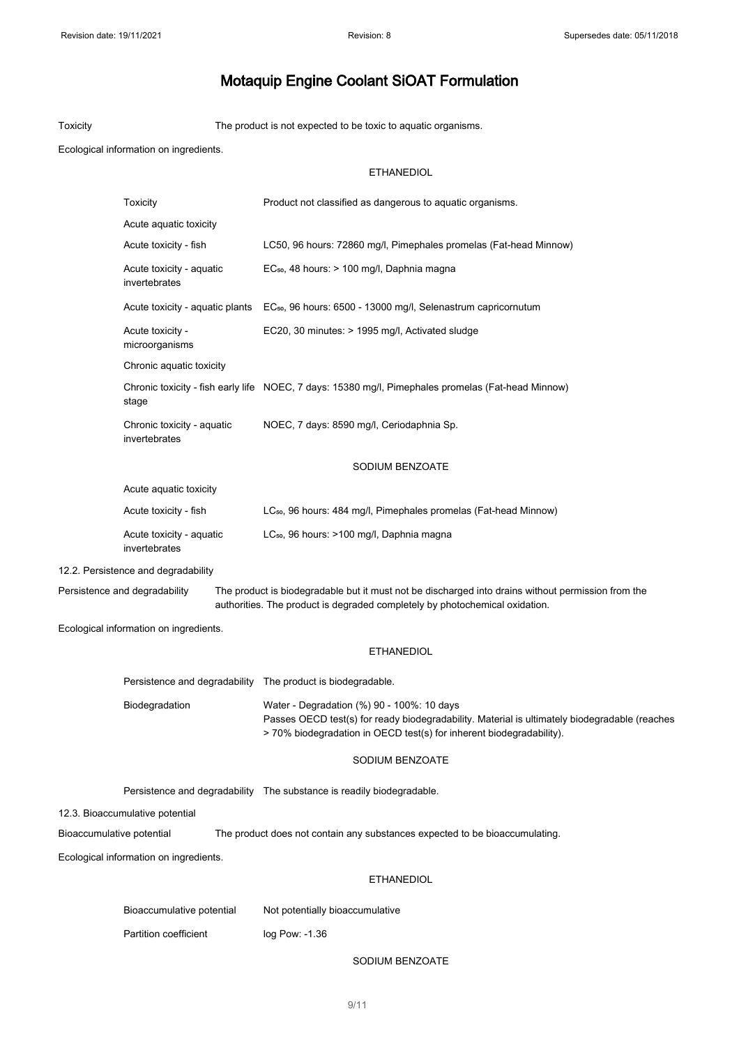# Motaquip Engine Coolant SiOAT Formulation

Toxicity — The product is not expected to be toxic to aquatic organisms.

Ecological information on ingredients.

### ETHANEDIOL

| | |
|---|---|
| Toxicity | Product not classified as dangerous to aquatic organisms. |
| Acute aquatic toxicity | |
| Acute toxicity - fish | LC50, 96 hours: 72860 mg/l, Pimephales promelas (Fat-head Minnow) |
| Acute toxicity - aquatic invertebrates | $EC_{50}$, 48 hours: > 100 mg/l, Daphnia magna |
| Acute toxicity - aquatic plants | $EC_{50}$, 96 hours: 6500 - 13000 mg/l, Selenastrum capricornutum |
| Acute toxicity - microorganisms | EC20, 30 minutes: > 1995 mg/l, Activated sludge |
| Chronic aquatic toxicity | |
| Chronic toxicity - fish early life stage | NOEC, 7 days: 15380 mg/l, Pimephales promelas (Fat-head Minnow) |
| Chronic toxicity - aquatic invertebrates | NOEC, 7 days: 8590 mg/l, Ceriodaphnia Sp. |

### SODIUM BENZOATE

| | |
|---|---|
| Acute aquatic toxicity | |
| Acute toxicity - fish | $LC_{50}$, 96 hours: 484 mg/l, Pimephales promelas (Fat-head Minnow) |
| Acute toxicity - aquatic invertebrates | $LC_{50}$, 96 hours: >100 mg/l, Daphnia magna |

## 12.2. Persistence and degradability

Persistence and degradability — The product is biodegradable but it must not be discharged into drains without permission from the authorities. The product is degraded completely by photochemical oxidation.

Ecological information on ingredients.

### ETHANEDIOL

| | |
|---|---|
| Persistence and degradability | The product is biodegradable. |
| Biodegradation | Water - Degradation (%) 90 - 100%: 10 days<br>Passes OECD test(s) for ready biodegradability. Material is ultimately biodegradable (reaches > 70% biodegradation in OECD test(s) for inherent biodegradability). |

### SODIUM BENZOATE

| | |
|---|---|
| Persistence and degradability | The substance is readily biodegradable. |

## 12.3. Bioaccumulative potential

Bioaccumulative potential — The product does not contain any substances expected to be bioaccumulating.

Ecological information on ingredients.

### ETHANEDIOL

| | |
|---|---|
| Bioaccumulative potential | Not potentially bioaccumulative |
| Partition coefficient | log Pow: -1.36 |

### SODIUM BENZOATE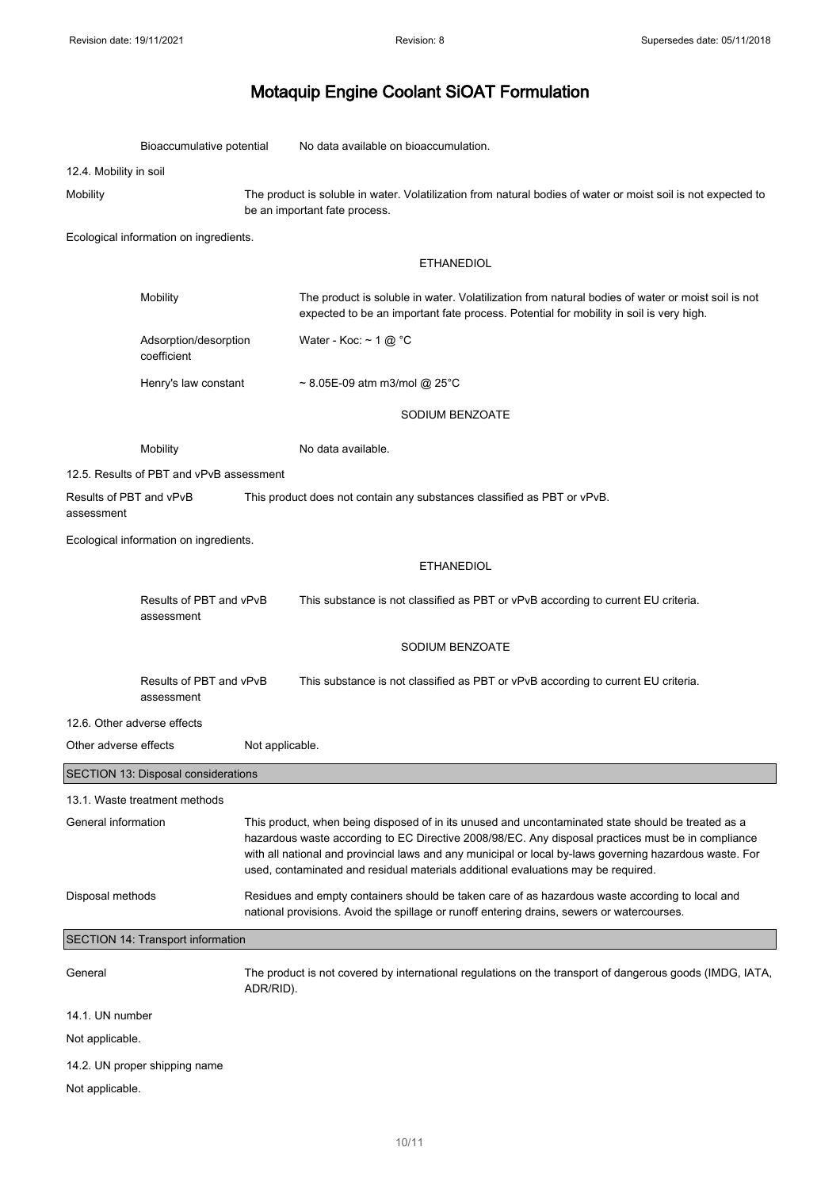| | |
|---|---|
| Bioaccumulative potential | No data available on bioaccumulation. |

12.4. Mobility in soil

| | |
|---|---|
| Mobility | The product is soluble in water. Volatilization from natural bodies of water or moist soil is not expected to be an important fate process. |

Ecological information on ingredients.

**ETHANEDIOL**

| | |
|---|---|
| Mobility | The product is soluble in water. Volatilization from natural bodies of water or moist soil is not expected to be an important fate process. Potential for mobility in soil is very high. |
| Adsorption/desorption coefficient | Water - Koc: ~ 1 @ °C |
| Henry's law constant | ~ 8.05E-09 atm m3/mol @ 25°C |

**SODIUM BENZOATE**

| | |
|---|---|
| Mobility | No data available. |

12.5. Results of PBT and vPvB assessment

| | |
|---|---|
| Results of PBT and vPvB assessment | This product does not contain any substances classified as PBT or vPvB. |

Ecological information on ingredients.

**ETHANEDIOL**

| | |
|---|---|
| Results of PBT and vPvB assessment | This substance is not classified as PBT or vPvB according to current EU criteria. |

**SODIUM BENZOATE**

| | |
|---|---|
| Results of PBT and vPvB assessment | This substance is not classified as PBT or vPvB according to current EU criteria. |

12.6. Other adverse effects

| | |
|---|---|
| Other adverse effects | Not applicable. |

## SECTION 13: Disposal considerations

13.1. Waste treatment methods

| | |
|---|---|
| General information | This product, when being disposed of in its unused and uncontaminated state should be treated as a hazardous waste according to EC Directive 2008/98/EC. Any disposal practices must be in compliance with all national and provincial laws and any municipal or local by-laws governing hazardous waste. For used, contaminated and residual materials additional evaluations may be required. |
| Disposal methods | Residues and empty containers should be taken care of as hazardous waste according to local and national provisions. Avoid the spillage or runoff entering drains, sewers or watercourses. |

## SECTION 14: Transport information

| | |
|---|---|
| General | The product is not covered by international regulations on the transport of dangerous goods (IMDG, IATA, ADR/RID). |

14.1. UN number

Not applicable.

14.2. UN proper shipping name

Not applicable.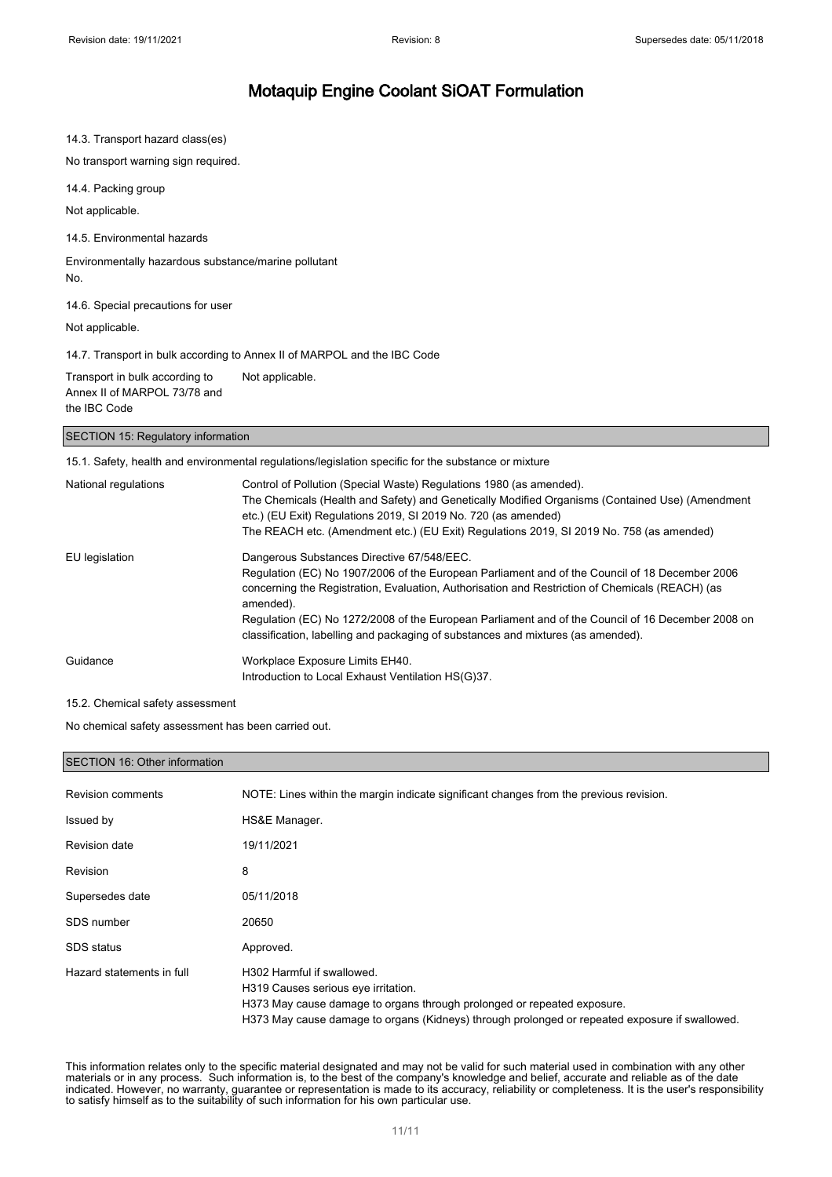14.3. Transport hazard class(es)

No transport warning sign required.

14.4. Packing group

Not applicable.

14.5. Environmental hazards

Environmentally hazardous substance/marine pollutant
No.

14.6. Special precautions for user

Not applicable.

14.7. Transport in bulk according to Annex II of MARPOL and the IBC Code

| | |
|---|---|
| Transport in bulk according to Annex II of MARPOL 73/78 and the IBC Code | Not applicable. |

## SECTION 15: Regulatory information

15.1. Safety, health and environmental regulations/legislation specific for the substance or mixture

| | |
|---|---|
| National regulations | Control of Pollution (Special Waste) Regulations 1980 (as amended). The Chemicals (Health and Safety) and Genetically Modified Organisms (Contained Use) (Amendment etc.) (EU Exit) Regulations 2019, SI 2019 No. 720 (as amended) The REACH etc. (Amendment etc.) (EU Exit) Regulations 2019, SI 2019 No. 758 (as amended) |
| EU legislation | Dangerous Substances Directive 67/548/EEC. Regulation (EC) No 1907/2006 of the European Parliament and of the Council of 18 December 2006 concerning the Registration, Evaluation, Authorisation and Restriction of Chemicals (REACH) (as amended). Regulation (EC) No 1272/2008 of the European Parliament and of the Council of 16 December 2008 on classification, labelling and packaging of substances and mixtures (as amended). |
| Guidance | Workplace Exposure Limits EH40. Introduction to Local Exhaust Ventilation HS(G)37. |

15.2. Chemical safety assessment

No chemical safety assessment has been carried out.

## SECTION 16: Other information

| | |
|---|---|
| Revision comments | NOTE: Lines within the margin indicate significant changes from the previous revision. |
| Issued by | HS&E Manager. |
| Revision date | 19/11/2021 |
| Revision | 8 |
| Supersedes date | 05/11/2018 |
| SDS number | 20650 |
| SDS status | Approved. |
| Hazard statements in full | H302 Harmful if swallowed. H319 Causes serious eye irritation. H373 May cause damage to organs through prolonged or repeated exposure. H373 May cause damage to organs (Kidneys) through prolonged or repeated exposure if swallowed. |

This information relates only to the specific material designated and may not be valid for such material used in combination with any other materials or in any process. Such information is, to the best of the company's knowledge and belief, accurate and reliable as of the date indicated. However, no warranty, guarantee or representation is made to its accuracy, reliability or completeness. It is the user's responsibility to satisfy himself as to the suitability of such information for his own particular use.